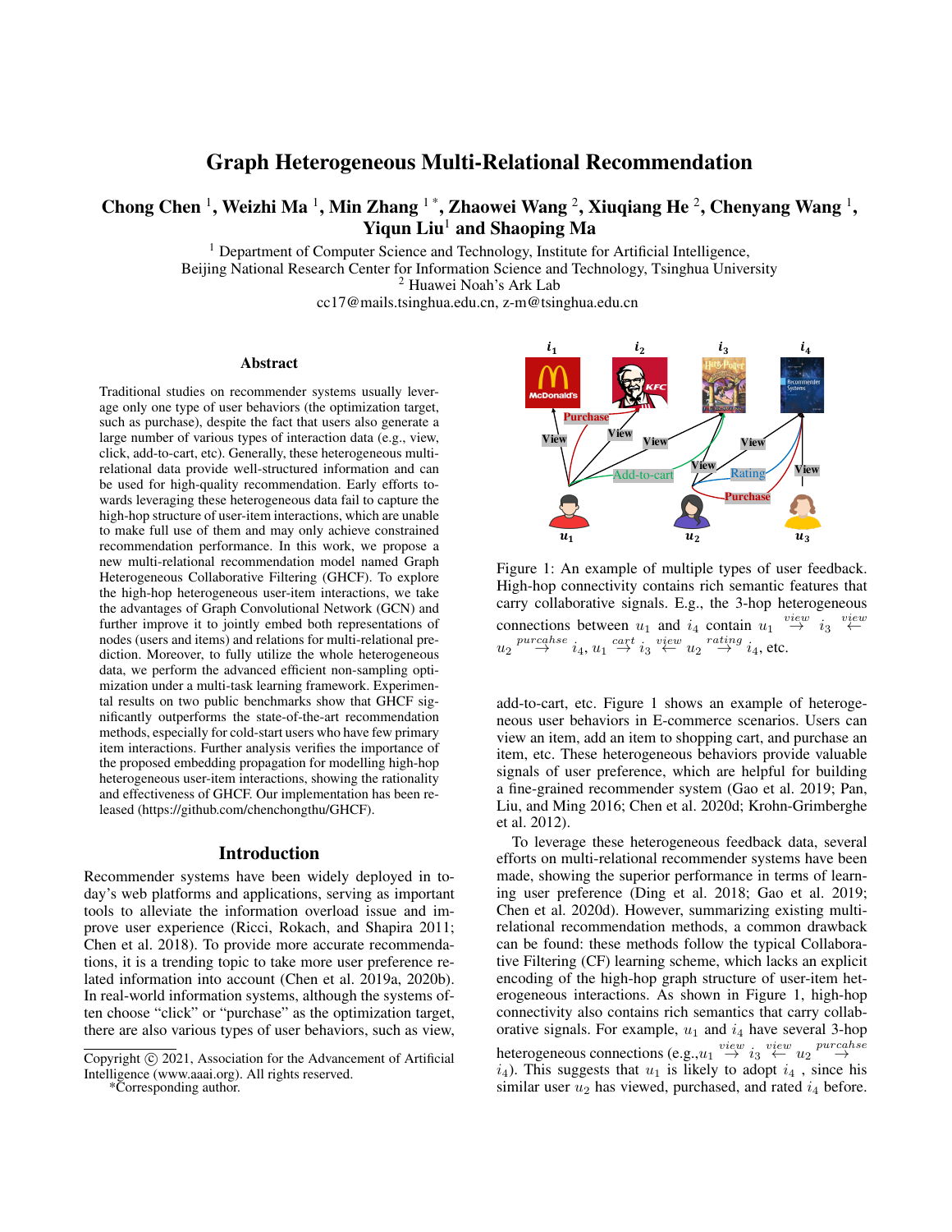# Graph Heterogeneous Multi-Relational Recommendation

**Chong Chen [1], Weizhi Ma [1], Min Zhang [1]*, Zhaowei Wang [2], Xiuqiang He [2], Chenyang Wang [1], Yiqun Liu[1] and Shaoping Ma**

[1] Department of Computer Science and Technology, Institute for Artificial Intelligence,
Beijing National Research Center for Information Science and Technology, Tsinghua University
[2] Huawei Noah's Ark Lab
cc17@mails.tsinghua.edu.cn, z-m@tsinghua.edu.cn

## Abstract

Traditional studies on recommender systems usually leverage only one type of user behaviors (the optimization target, such as purchase), despite the fact that users also generate a large number of various types of interaction data (e.g., view, click, add-to-cart, etc). Generally, these heterogeneous multi-relational data provide well-structured information and can be used for high-quality recommendation. Early efforts towards leveraging these heterogeneous data fail to capture the high-hop structure of user-item interactions, which are unable to make full use of them and may only achieve constrained recommendation performance. In this work, we propose a new multi-relational recommendation model named Graph Heterogeneous Collaborative Filtering (GHCF). To explore the high-hop heterogeneous user-item interactions, we take the advantages of Graph Convolutional Network (GCN) and further improve it to jointly embed both representations of nodes (users and items) and relations for multi-relational prediction. Moreover, to fully utilize the whole heterogeneous data, we perform the advanced efficient non-sampling optimization under a multi-task learning framework. Experimental results on two public benchmarks show that GHCF significantly outperforms the state-of-the-art recommendation methods, especially for cold-start users who have few primary item interactions. Further analysis verifies the importance of the proposed embedding propagation for modelling high-hop heterogeneous user-item interactions, showing the rationality and effectiveness of GHCF. Our implementation has been released (https://github.com/chenchongthu/GHCF).

## Introduction

Recommender systems have been widely deployed in today's web platforms and applications, serving as important tools to alleviate the information overload issue and improve user experience (Ricci, Rokach, and Shapira 2011; Chen et al. 2018). To provide more accurate recommendations, it is a trending topic to take more user preference related information into account (Chen et al. 2019a, 2020b). In real-world information systems, although the systems often choose "click" or "purchase" as the optimization target, there are also various types of user behaviors, such as view, add-to-cart, etc. Figure 1 shows an example of heterogeneous user behaviors in E-commerce scenarios. Users can view an item, add an item to shopping cart, and purchase an item, etc. These heterogeneous behaviors provide valuable signals of user preference, which are helpful for building a fine-grained recommender system (Gao et al. 2019; Pan, Liu, and Ming 2016; Chen et al. 2020d; Krohn-Grimberghe et al. 2012).

Figure 1: An example of multiple types of user feedback. High-hop connectivity contains rich semantic features that carry collaborative signals. E.g., the 3-hop heterogeneous connections between $u_1$ and $i_4$ contain $u_1 \overset{view}{\rightarrow} i_3 \overset{view}{\leftarrow} u_2 \overset{purcahse}{\rightarrow} i_4$, $u_1 \overset{cart}{\rightarrow} i_3 \overset{view}{\leftarrow} u_2 \overset{rating}{\rightarrow} i_4$, etc.

To leverage these heterogeneous feedback data, several efforts on multi-relational recommender systems have been made, showing the superior performance in terms of learning user preference (Ding et al. 2018; Gao et al. 2019; Chen et al. 2020d). However, summarizing existing multi-relational recommendation methods, a common drawback can be found: these methods follow the typical Collaborative Filtering (CF) learning scheme, which lacks an explicit encoding of the high-hop graph structure of user-item heterogeneous interactions. As shown in Figure 1, high-hop connectivity also contains rich semantics that carry collaborative signals. For example, $u_1$ and $i_4$ have several 3-hop heterogeneous connections (e.g.,$u_1 \overset{view}{\rightarrow} i_3 \overset{view}{\leftarrow} u_2 \overset{purcahse}{\rightarrow} i_4$). This suggests that $u_1$ is likely to adopt $i_4$ , since his similar user $u_2$ has viewed, purchased, and rated $i_4$ before.

Copyright © 2021, Association for the Advancement of Artificial Intelligence (www.aaai.org). All rights reserved.

*Corresponding author.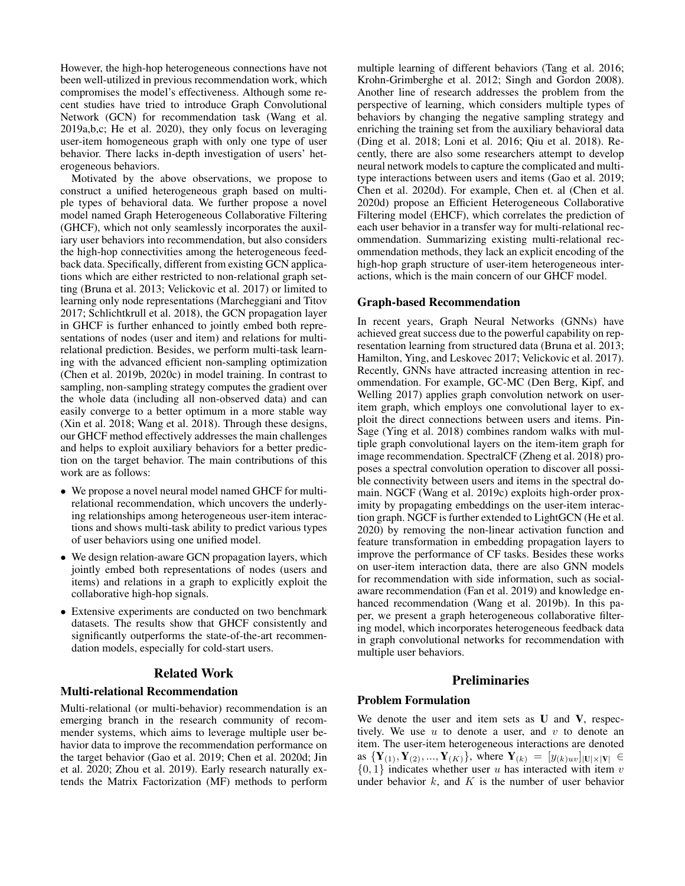However, the high-hop heterogeneous connections have not been well-utilized in previous recommendation work, which compromises the model's effectiveness. Although some recent studies have tried to introduce Graph Convolutional Network (GCN) for recommendation task (Wang et al. 2019a,b,c; He et al. 2020), they only focus on leveraging user-item homogeneous graph with only one type of user behavior. There lacks in-depth investigation of users' heterogeneous behaviors.

Motivated by the above observations, we propose to construct a unified heterogeneous graph based on multiple types of behavioral data. We further propose a novel model named Graph Heterogeneous Collaborative Filtering (GHCF), which not only seamlessly incorporates the auxiliary user behaviors into recommendation, but also considers the high-hop connectivities among the heterogeneous feedback data. Specifically, different from existing GCN applications which are either restricted to non-relational graph setting (Bruna et al. 2013; Velickovic et al. 2017) or limited to learning only node representations (Marcheggiani and Titov 2017; Schlichtkrull et al. 2018), the GCN propagation layer in GHCF is further enhanced to jointly embed both representations of nodes (user and item) and relations for multi-relational prediction. Besides, we perform multi-task learning with the advanced efficient non-sampling optimization (Chen et al. 2019b, 2020c) in model training. In contrast to sampling, non-sampling strategy computes the gradient over the whole data (including all non-observed data) and can easily converge to a better optimum in a more stable way (Xin et al. 2018; Wang et al. 2018). Through these designs, our GHCF method effectively addresses the main challenges and helps to exploit auxiliary behaviors for a better prediction on the target behavior. The main contributions of this work are as follows:

- We propose a novel neural model named GHCF for multi-relational recommendation, which uncovers the underlying relationships among heterogeneous user-item interactions and shows multi-task ability to predict various types of user behaviors using one unified model.
- We design relation-aware GCN propagation layers, which jointly embed both representations of nodes (users and items) and relations in a graph to explicitly exploit the collaborative high-hop signals.
- Extensive experiments are conducted on two benchmark datasets. The results show that GHCF consistently and significantly outperforms the state-of-the-art recommendation models, especially for cold-start users.

## Related Work

### Multi-relational Recommendation

Multi-relational (or multi-behavior) recommendation is an emerging branch in the research community of recommender systems, which aims to leverage multiple user behavior data to improve the recommendation performance on the target behavior (Gao et al. 2019; Chen et al. 2020d; Jin et al. 2020; Zhou et al. 2019). Early research naturally extends the Matrix Factorization (MF) methods to perform multiple learning of different behaviors (Tang et al. 2016; Krohn-Grimberghe et al. 2012; Singh and Gordon 2008). Another line of research addresses the problem from the perspective of learning, which considers multiple types of behaviors by changing the negative sampling strategy and enriching the training set from the auxiliary behavioral data (Ding et al. 2018; Loni et al. 2016; Qiu et al. 2018). Recently, there are also some researchers attempt to develop neural network models to capture the complicated and multi-type interactions between users and items (Gao et al. 2019; Chen et al. 2020d). For example, Chen et. al (Chen et al. 2020d) propose an Efficient Heterogeneous Collaborative Filtering model (EHCF), which correlates the prediction of each user behavior in a transfer way for multi-relational recommendation. Summarizing existing multi-relational recommendation methods, they lack an explicit encoding of the high-hop graph structure of user-item heterogeneous interactions, which is the main concern of our GHCF model.

### Graph-based Recommendation

In recent years, Graph Neural Networks (GNNs) have achieved great success due to the powerful capability on representation learning from structured data (Bruna et al. 2013; Hamilton, Ying, and Leskovec 2017; Velickovic et al. 2017). Recently, GNNs have attracted increasing attention in recommendation. For example, GC-MC (Den Berg, Kipf, and Welling 2017) applies graph convolution network on user-item graph, which employs one convolutional layer to exploit the direct connections between users and items. PinSage (Ying et al. 2018) combines random walks with multiple graph convolutional layers on the item-item graph for image recommendation. SpectralCF (Zheng et al. 2018) proposes a spectral convolution operation to discover all possible connectivity between users and items in the spectral domain. NGCF (Wang et al. 2019c) exploits high-order proximity by propagating embeddings on the user-item interaction graph. NGCF is further extended to LightGCN (He et al. 2020) by removing the non-linear activation function and feature transformation in embedding propagation layers to improve the performance of CF tasks. Besides these works on user-item interaction data, there are also GNN models for recommendation with side information, such as social-aware recommendation (Fan et al. 2019) and knowledge enhanced recommendation (Wang et al. 2019b). In this paper, we present a graph heterogeneous collaborative filtering model, which incorporates heterogeneous feedback data in graph convolutional networks for recommendation with multiple user behaviors.

## Preliminaries

### Problem Formulation

We denote the user and item sets as $\mathbf{U}$ and $\mathbf{V}$, respectively. We use $u$ to denote a user, and $v$ to denote an item. The user-item heterogeneous interactions are denoted as $\{\mathbf{Y}_{(1)}, \mathbf{Y}_{(2)}, ..., \mathbf{Y}_{(K)}\}$, where $\mathbf{Y}_{(k)} = [y_{(k)uv}]_{|\mathbf{U}|\times|\mathbf{V}|} \in \{0, 1\}$ indicates whether user $u$ has interacted with item $v$ under behavior $k$, and $K$ is the number of user behavior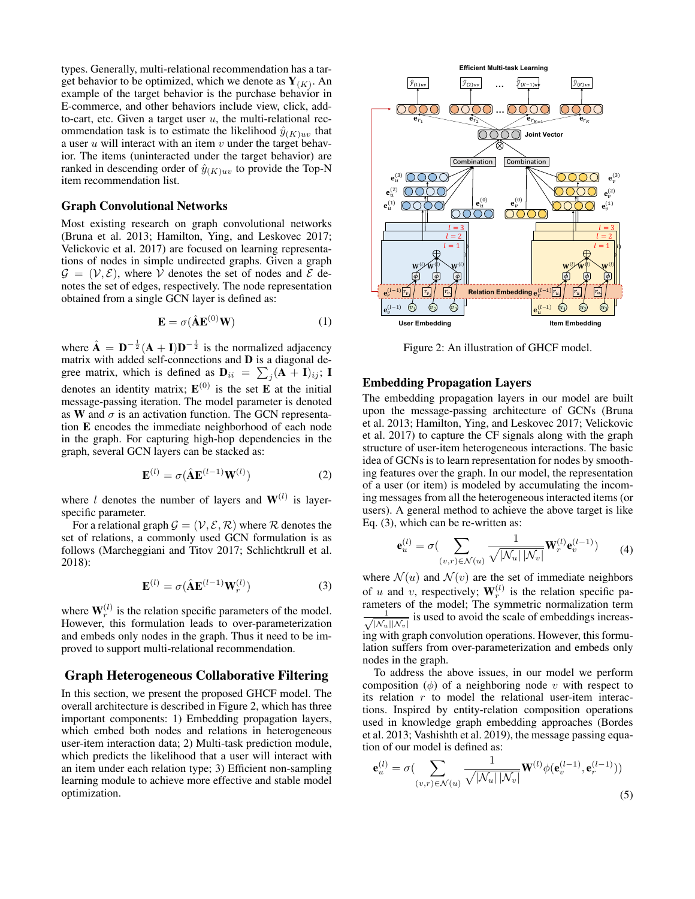types. Generally, multi-relational recommendation has a target behavior to be optimized, which we denote as $\mathbf{Y}_{(K)}$. An example of the target behavior is the purchase behavior in E-commerce, and other behaviors include view, click, add-to-cart, etc. Given a target user $u$, the multi-relational recommendation task is to estimate the likelihood $\hat{y}_{(K)uv}$ that a user $u$ will interact with an item $v$ under the target behavior. The items (uninteracted under the target behavior) are ranked in descending order of $\hat{y}_{(K)uv}$ to provide the Top-N item recommendation list.

## Graph Convolutional Networks

Most existing research on graph convolutional networks (Bruna et al. 2013; Hamilton, Ying, and Leskovec 2017; Velickovic et al. 2017) are focused on learning representations of nodes in simple undirected graphs. Given a graph $\mathcal{G} = (\mathcal{V}, \mathcal{E})$, where $\mathcal{V}$ denotes the set of nodes and $\mathcal{E}$ denotes the set of edges, respectively. The node representation obtained from a single GCN layer is defined as:

$$\mathbf{E} = \sigma(\hat{\mathbf{A}}\mathbf{E}^{(0)}\mathbf{W}) \tag{1}$$

where $\hat{\mathbf{A}} = \mathbf{D}^{-\frac{1}{2}}(\mathbf{A}+\mathbf{I})\mathbf{D}^{-\frac{1}{2}}$ is the normalized adjacency matrix with added self-connections and $\mathbf{D}$ is a diagonal degree matrix, which is defined as $\mathbf{D}_{ii} = \sum_j(\mathbf{A}+\mathbf{I})_{ij}$; $\mathbf{I}$ denotes an identity matrix; $\mathbf{E}^{(0)}$ is the set of $\mathbf{E}$ at the initial message-passing iteration. The model parameter is denoted as $\mathbf{W}$ and $\sigma$ is an activation function. The GCN representation $\mathbf{E}$ encodes the immediate neighborhood of each node in the graph. For capturing high-hop dependencies in the graph, several GCN layers can be stacked as:

$$\mathbf{E}^{(l)} = \sigma(\hat{\mathbf{A}}\mathbf{E}^{(l-1)}\mathbf{W}^{(l)}) \tag{2}$$

where $l$ denotes the number of layers and $\mathbf{W}^{(l)}$ is layer-specific parameter.

For a relational graph $\mathcal{G} = (\mathcal{V}, \mathcal{E}, \mathcal{R})$ where $\mathcal{R}$ denotes the set of relations, a commonly used GCN formulation is as follows (Marcheggiani and Titov 2017; Schlichtkrull et al. 2018):

$$\mathbf{E}^{(l)} = \sigma(\hat{\mathbf{A}}\mathbf{E}^{(l-1)}\mathbf{W}_r^{(l)}) \tag{3}$$

where $\mathbf{W}_r^{(l)}$ is the relation specific parameters of the model. However, this formulation leads to over-parameterization and embeds only nodes in the graph. Thus it need to be improved to support multi-relational recommendation.

## Graph Heterogeneous Collaborative Filtering

In this section, we present the proposed GHCF model. The overall architecture is described in Figure 2, which has three important components: 1) Embedding propagation layers, which embed both nodes and relations in heterogeneous user-item interaction data; 2) Multi-task prediction module, which predicts the likelihood that a user will interact with an item under each relation type; 3) Efficient non-sampling learning module to achieve more effective and stable model optimization.

Figure 2: An illustration of GHCF model.

## Embedding Propagation Layers

The embedding propagation layers in our model are built upon the message-passing architecture of GCNs (Bruna et al. 2013; Hamilton, Ying, and Leskovec 2017; Velickovic et al. 2017) to capture the CF signals along with the graph structure of user-item heterogeneous interactions. The basic idea of GCNs is to learn representation for nodes by smoothing features over the graph. In our model, the representation of a user (or item) is modeled by accumulating the incoming messages from all the heterogeneous interacted items (or users). A general method to achieve the above target is like Eq. (3), which can be re-written as:

$$\mathbf{e}_u^{(l)} = \sigma\Big(\sum_{(v,r)\in\mathcal{N}(u)} \frac{1}{\sqrt{|\mathcal{N}_u|\,|\mathcal{N}_v|}}\mathbf{W}_r^{(l)}\mathbf{e}_v^{(l-1)}\Big) \tag{4}$$

where $\mathcal{N}(u)$ and $\mathcal{N}(v)$ are the set of immediate neighbors of $u$ and $v$, respectively; $\mathbf{W}_r^{(l)}$ is the relation specific parameters of the model; The symmetric normalization term $\frac{1}{\sqrt{|\mathcal{N}_u||\mathcal{N}_v|}}$ is used to avoid the scale of embeddings increasing with graph convolution operations. However, this formulation suffers from over-parameterization and embeds only nodes in the graph.

To address the above issues, in our model we perform composition ($\phi$) of a neighboring node $v$ with respect to its relation $r$ to model the relational user-item interactions. Inspired by entity-relation composition operations used in knowledge graph embedding approaches (Bordes et al. 2013; Vashishth et al. 2019), the message passing equation of our model is defined as:

$$\mathbf{e}_u^{(l)} = \sigma\Big(\sum_{(v,r)\in\mathcal{N}(u)} \frac{1}{\sqrt{|\mathcal{N}_u|\,|\mathcal{N}_v|}}\mathbf{W}^{(l)}\phi(\mathbf{e}_v^{(l-1)}, \mathbf{e}_r^{(l-1)})\Big) \tag{5}$$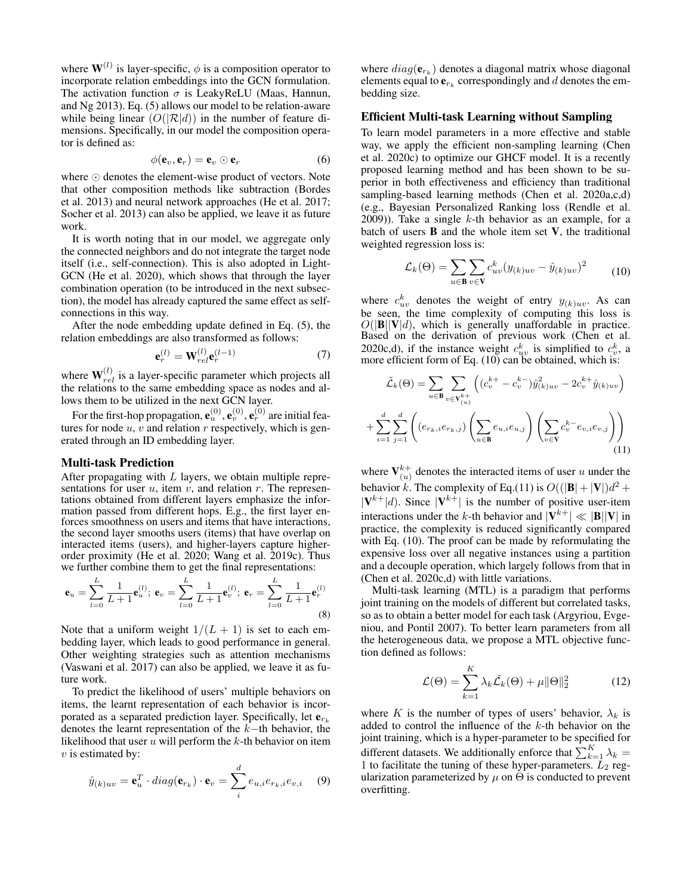where $\mathbf{W}^{(l)}$ is layer-specific, $\phi$ is a composition operator to incorporate relation embeddings into the GCN formulation. The activation function $\sigma$ is LeakyReLU (Maas, Hannun, and Ng 2013). Eq. (5) allows our model to be relation-aware while being linear ($O(|\mathcal{R}|d)$) in the number of feature dimensions. Specifically, in our model the composition operator is defined as:

$$\phi(\mathbf{e}_v, \mathbf{e}_r) = \mathbf{e}_v \odot \mathbf{e}_r \tag{6}$$

where $\odot$ denotes the element-wise product of vectors. Note that other composition methods like subtraction (Bordes et al. 2013) and neural network approaches (He et al. 2017; Socher et al. 2013) can also be applied, we leave it as future work.

It is worth noting that in our model, we aggregate only the connected neighbors and do not integrate the target node itself (i.e., self-connection). This is also adopted in LightGCN (He et al. 2020), which shows that through the layer combination operation (to be introduced in the next subsection), the model has already captured the same effect as self-connections in this way.

After the node embedding update defined in Eq. (5), the relation embeddings are also transformed as follows:

$$\mathbf{e}_r^{(l)} = \mathbf{W}_{rel}^{(l)} \mathbf{e}_r^{(l-1)} \tag{7}$$

where $\mathbf{W}_{rel}^{(l)}$ is a layer-specific parameter which projects all the relations to the same embedding space as nodes and allows them to be utilized in the next GCN layer.

For the first-hop propagation, $\mathbf{e}_u^{(0)}, \mathbf{e}_v^{(0)}, \mathbf{e}_r^{(0)}$ are initial features for node $u$, $v$ and relation $r$ respectively, which is generated through an ID embedding layer.

## Multi-task Prediction

After propagating with $L$ layers, we obtain multiple representations for user $u$, item $v$, and relation $r$. The representations obtained from different layers emphasize the information passed from different hops. E.g., the first layer enforces smoothness on users and items that have interactions, the second layer smooths users (items) that have overlap on interacted items (users), and higher-layers capture higher-order proximity (He et al. 2020; Wang et al. 2019c). Thus we further combine them to get the final representations:

$$\mathbf{e}_u = \sum_{l=0}^{L} \frac{1}{L+1} \mathbf{e}_u^{(l)};\ \mathbf{e}_v = \sum_{l=0}^{L} \frac{1}{L+1} \mathbf{e}_v^{(l)};\ \mathbf{e}_r = \sum_{l=0}^{L} \frac{1}{L+1} \mathbf{e}_r^{(l)} \tag{8}$$

Note that a uniform weight $1/(L+1)$ is set to each embedding layer, which leads to good performance in general. Other weighting strategies such as attention mechanisms (Vaswani et al. 2017) can also be applied, we leave it as future work.

To predict the likelihood of users' multiple behaviors on items, the learnt representation of each behavior is incorporated as a separated prediction layer. Specifically, let $\mathbf{e}_{r_k}$ denotes the learnt representation of the $k-$th behavior, the likelihood that user $u$ will perform the $k$-th behavior on item $v$ is estimated by:

$$\hat{y}_{(k)uv} = \mathbf{e}_u^T \cdot diag(\mathbf{e}_{r_k}) \cdot \mathbf{e}_v = \sum_{i}^{d} e_{u,i} e_{r_k,i} e_{v,i} \tag{9}$$

where $diag(\mathbf{e}_{r_k})$ denotes a diagonal matrix whose diagonal elements equal to $\mathbf{e}_{r_k}$ correspondingly and $d$ denotes the embedding size.

## Efficient Multi-task Learning without Sampling

To learn model parameters in a more effective and stable way, we apply the efficient non-sampling learning (Chen et al. 2020c) to optimize our GHCF model. It is a recently proposed learning method and has been shown to be superior in both effectiveness and efficiency than traditional sampling-based learning methods (Chen et al. 2020a,c,d) (e.g., Bayesian Personalized Ranking loss (Rendle et al. 2009)). Take a single $k$-th behavior as an example, for a batch of users $\mathbf{B}$ and the whole item set $\mathbf{V}$, the traditional weighted regression loss is:

$$\mathcal{L}_k(\Theta) = \sum_{u \in \mathbf{B}} \sum_{v \in \mathbf{V}} c_{uv}^k (y_{(k)uv} - \hat{y}_{(k)uv})^2 \tag{10}$$

where $c_{uv}^k$ denotes the weight of entry $y_{(k)uv}$. As can be seen, the time complexity of computing this loss is $O(|\mathbf{B}||\mathbf{V}|d)$, which is generally unaffordable in practice. Based on the derivation of previous work (Chen et al. 2020c,d), if the instance weight $c_{uv}^k$ is simplified to $c_v^k$, a more efficient form of Eq. (10) can be obtained, which is:

$$\begin{aligned}\tilde{\mathcal{L}}_k(\Theta) &= \sum_{u \in \mathbf{B}} \sum_{v \in \mathbf{V}_{(u)}^{k+}} \left( (c_v^{k+} - c_v^{k-}) \hat{y}_{(k)uv}^2 - 2 c_v^{k+} \hat{y}_{(k)uv} \right) \\ &+ \sum_{i=1}^{d} \sum_{j=1}^{d} \left( (e_{r_k,i} e_{r_k,j}) \left( \sum_{u \in \mathbf{B}} e_{u,i} e_{u,j} \right) \left( \sum_{v \in \mathbf{V}} c_v^{k-} e_{v,i} e_{v,j} \right) \right)\end{aligned} \tag{11}$$

where $\mathbf{V}_{(u)}^{k+}$ denotes the interacted items of user $u$ under the behavior $k$. The complexity of Eq.(11) is $O((|\mathbf{B}| + |\mathbf{V}|)d^2 + |\mathbf{V}^{k+}|d)$. Since $|\mathbf{V}^{k+}|$ is the number of positive user-item interactions under the $k$-th behavior and $|\mathbf{V}^{k+}| \ll |\mathbf{B}||\mathbf{V}|$ in practice, the complexity is reduced significantly compared with Eq. (10). The proof can be made by reformulating the expensive loss over all negative instances using a partition and a decouple operation, which largely follows from that in (Chen et al. 2020c,d) with little variations.

Multi-task learning (MTL) is a paradigm that performs joint training on the models of different but correlated tasks, so as to obtain a better model for each task (Argyriou, Evgeniou, and Pontil 2007). To better learn parameters from all the heterogeneous data, we propose a MTL objective function defined as follows:

$$\mathcal{L}(\Theta) = \sum_{k=1}^{K} \lambda_k \tilde{\mathcal{L}}_k(\Theta) + \mu \|\Theta\|_2^2 \tag{12}$$

where $K$ is the number of types of users' behavior, $\lambda_k$ is added to control the influence of the $k$-th behavior on the joint training, which is a hyper-parameter to be specified for different datasets. We additionally enforce that $\sum_{k=1}^{K} \lambda_k = 1$ to facilitate the tuning of these hyper-parameters. $L_2$ regularization parameterized by $\mu$ on $\Theta$ is conducted to prevent overfitting.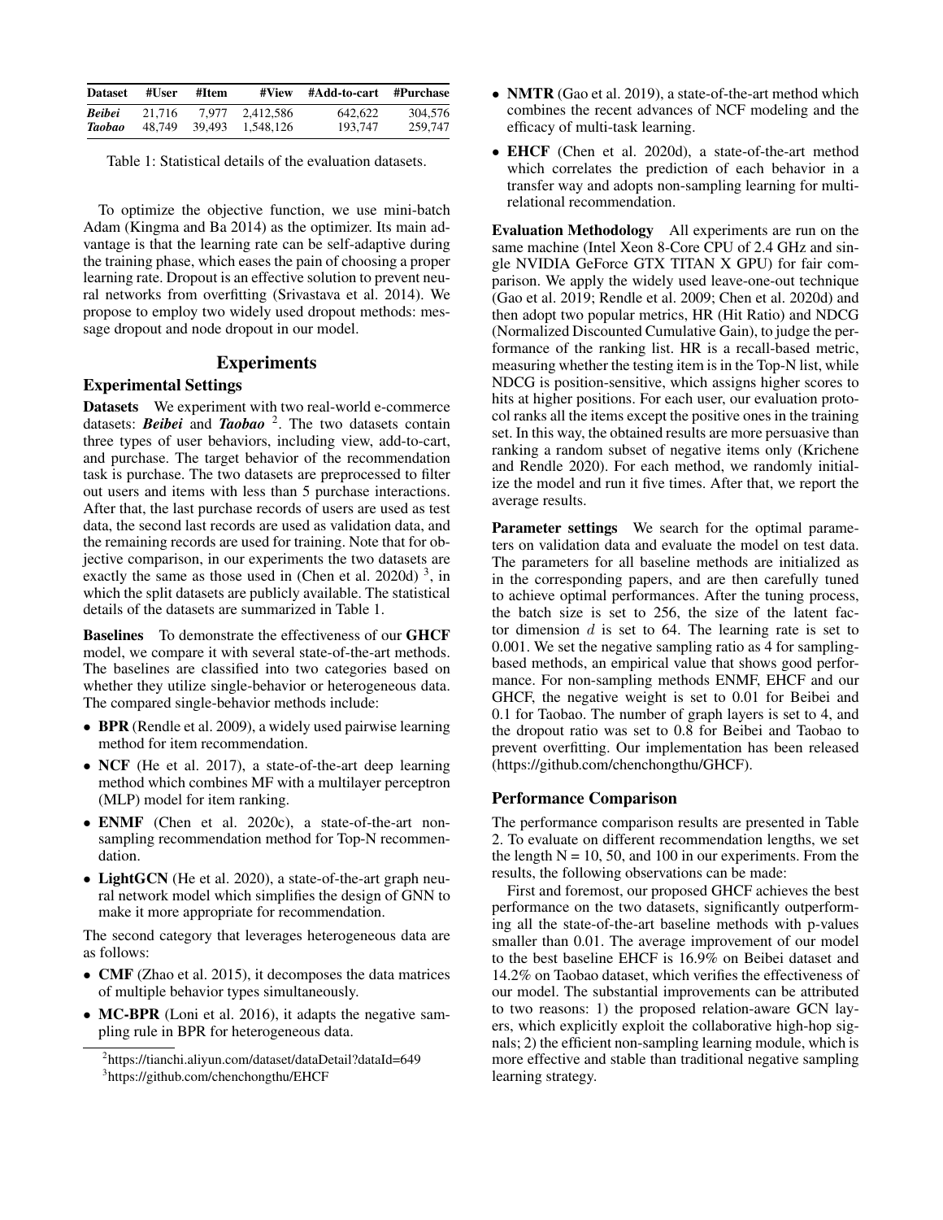| Dataset | #User | #Item | #View | #Add-to-cart | #Purchase |
|---|---|---|---|---|---|
| ***Beibei*** | 21,716 | 7,977 | 2,412,586 | 642,622 | 304,576 |
| ***Taobao*** | 48,749 | 39,493 | 1,548,126 | 193,747 | 259,747 |

Table 1: Statistical details of the evaluation datasets.

To optimize the objective function, we use mini-batch Adam (Kingma and Ba 2014) as the optimizer. Its main advantage is that the learning rate can be self-adaptive during the training phase, which eases the pain of choosing a proper learning rate. Dropout is an effective solution to prevent neural networks from overfitting (Srivastava et al. 2014). We propose to employ two widely used dropout methods: message dropout and node dropout in our model.

## Experiments

### Experimental Settings

**Datasets** We experiment with two real-world e-commerce datasets: ***Beibei*** and ***Taobao*** [2]. The two datasets contain three types of user behaviors, including view, add-to-cart, and purchase. The target behavior of the recommendation task is purchase. The two datasets are preprocessed to filter out users and items with less than 5 purchase interactions. After that, the last purchase records of users are used as test data, the second last records are used as validation data, and the remaining records are used for training. Note that for objective comparison, in our experiments the two datasets are exactly the same as those used in (Chen et al. 2020d) [3], in which the split datasets are publicly available. The statistical details of the datasets are summarized in Table 1.

**Baselines** To demonstrate the effectiveness of our **GHCF** model, we compare it with several state-of-the-art methods. The baselines are classified into two categories based on whether they utilize single-behavior or heterogeneous data. The compared single-behavior methods include:

- **BPR** (Rendle et al. 2009), a widely used pairwise learning method for item recommendation.
- **NCF** (He et al. 2017), a state-of-the-art deep learning method which combines MF with a multilayer perceptron (MLP) model for item ranking.
- **ENMF** (Chen et al. 2020c), a state-of-the-art non-sampling recommendation method for Top-N recommendation.
- **LightGCN** (He et al. 2020), a state-of-the-art graph neural network model which simplifies the design of GNN to make it more appropriate for recommendation.

The second category that leverages heterogeneous data are as follows:

- **CMF** (Zhao et al. 2015), it decomposes the data matrices of multiple behavior types simultaneously.
- **MC-BPR** (Loni et al. 2016), it adapts the negative sampling rule in BPR for heterogeneous data.
- **NMTR** (Gao et al. 2019), a state-of-the-art method which combines the recent advances of NCF modeling and the efficacy of multi-task learning.
- **EHCF** (Chen et al. 2020d), a state-of-the-art method which correlates the prediction of each behavior in a transfer way and adopts non-sampling learning for multi-relational recommendation.

**Evaluation Methodology** All experiments are run on the same machine (Intel Xeon 8-Core CPU of 2.4 GHz and single NVIDIA GeForce GTX TITAN X GPU) for fair comparison. We apply the widely used leave-one-out technique (Gao et al. 2019; Rendle et al. 2009; Chen et al. 2020d) and then adopt two popular metrics, HR (Hit Ratio) and NDCG (Normalized Discounted Cumulative Gain), to judge the performance of the ranking list. HR is a recall-based metric, measuring whether the testing item is in the Top-N list, while NDCG is position-sensitive, which assigns higher scores to hits at higher positions. For each user, our evaluation protocol ranks all the items except the positive ones in the training set. In this way, the obtained results are more persuasive than ranking a random subset of negative items only (Krichene and Rendle 2020). For each method, we randomly initialize the model and run it five times. After that, we report the average results.

**Parameter settings** We search for the optimal parameters on validation data and evaluate the model on test data. The parameters for all baseline methods are initialized as in the corresponding papers, and are then carefully tuned to achieve optimal performances. After the tuning process, the batch size is set to 256, the size of the latent factor dimension $d$ is set to 64. The learning rate is set to 0.001. We set the negative sampling ratio as 4 for sampling-based methods, an empirical value that shows good performance. For non-sampling methods ENMF, EHCF and our GHCF, the negative weight is set to 0.01 for Beibei and 0.1 for Taobao. The number of graph layers is set to 4, and the dropout ratio was set to 0.8 for Beibei and Taobao to prevent overfitting. Our implementation has been released (https://github.com/chenchongthu/GHCF).

### Performance Comparison

The performance comparison results are presented in Table 2. To evaluate on different recommendation lengths, we set the length N = 10, 50, and 100 in our experiments. From the results, the following observations can be made:

First and foremost, our proposed GHCF achieves the best performance on the two datasets, significantly outperforming all the state-of-the-art baseline methods with p-values smaller than 0.01. The average improvement of our model to the best baseline EHCF is 16.9% on Beibei dataset and 14.2% on Taobao dataset, which verifies the effectiveness of our model. The substantial improvements can be attributed to two reasons: 1) the proposed relation-aware GCN layers, which explicitly exploit the collaborative high-hop signals; 2) the efficient non-sampling learning module, which is more effective and stable than traditional negative sampling learning strategy.

[2] https://tianchi.aliyun.com/dataset/dataDetail?dataId=649

[3] https://github.com/chenchongthu/EHCF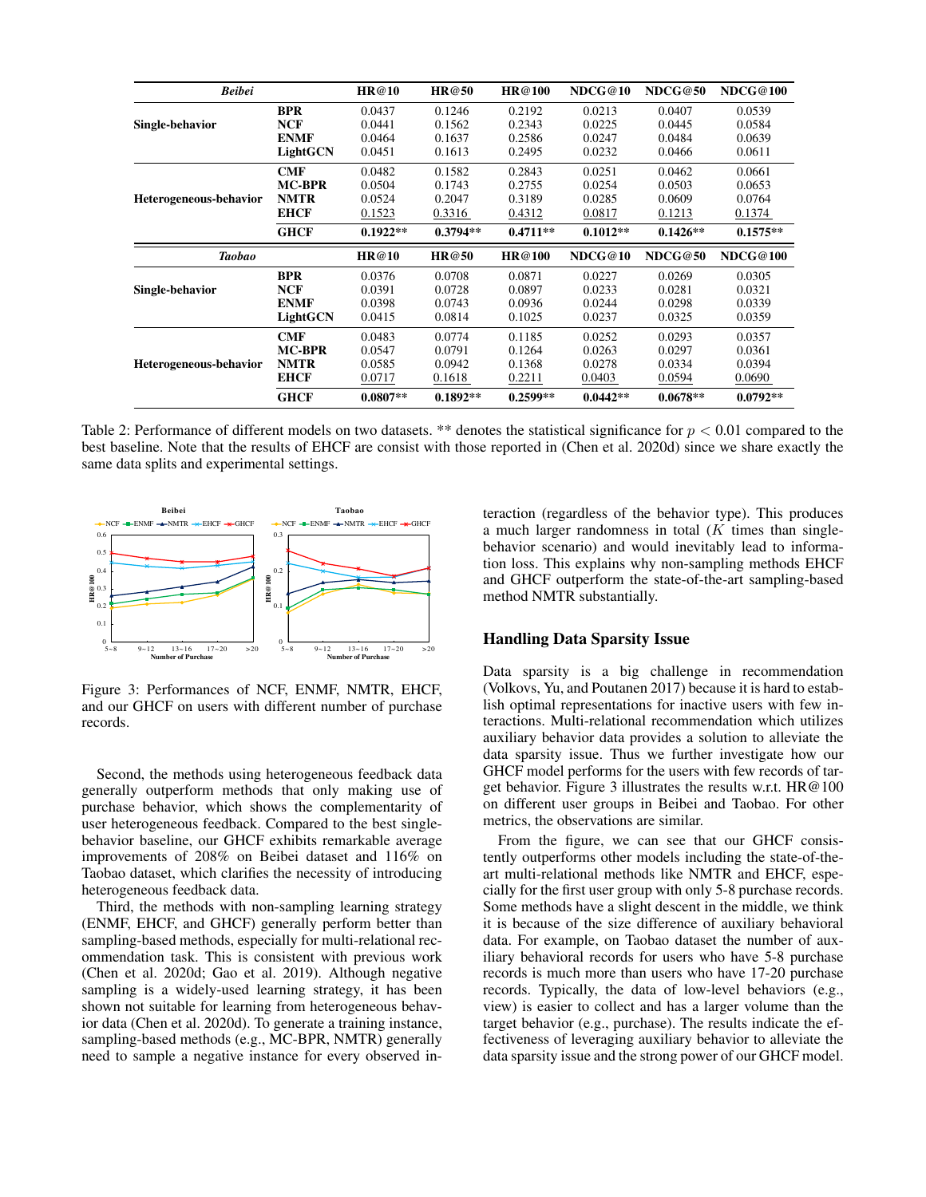| *Beibei* | | HR@10 | HR@50 | HR@100 | NDCG@10 | NDCG@50 | NDCG@100 |
|---|---|---|---|---|---|---|---|
| Single-behavior | BPR | 0.0437 | 0.1246 | 0.2192 | 0.0213 | 0.0407 | 0.0539 |
| | NCF | 0.0441 | 0.1562 | 0.2343 | 0.0225 | 0.0445 | 0.0584 |
| | ENMF | 0.0464 | 0.1637 | 0.2586 | 0.0247 | 0.0484 | 0.0639 |
| | LightGCN | 0.0451 | 0.1613 | 0.2495 | 0.0232 | 0.0466 | 0.0611 |
| Heterogeneous-behavior | CMF | 0.0482 | 0.1582 | 0.2843 | 0.0251 | 0.0462 | 0.0661 |
| | MC-BPR | 0.0504 | 0.1743 | 0.2755 | 0.0254 | 0.0503 | 0.0653 |
| | NMTR | 0.0524 | 0.2047 | 0.3189 | 0.0285 | 0.0609 | 0.0764 |
| | EHCF | 0.1523 | 0.3316 | 0.4312 | 0.0817 | 0.1213 | 0.1374 |
| | **GHCF** | **0.1922**** | **0.3794**** | **0.4711**** | **0.1012**** | **0.1426**** | **0.1575**** |
| *Taobao* | | HR@10 | HR@50 | HR@100 | NDCG@10 | NDCG@50 | NDCG@100 |
| Single-behavior | BPR | 0.0376 | 0.0708 | 0.0871 | 0.0227 | 0.0269 | 0.0305 |
| | NCF | 0.0391 | 0.0728 | 0.0897 | 0.0233 | 0.0281 | 0.0321 |
| | ENMF | 0.0398 | 0.0743 | 0.0936 | 0.0244 | 0.0298 | 0.0339 |
| | LightGCN | 0.0415 | 0.0814 | 0.1025 | 0.0237 | 0.0325 | 0.0359 |
| Heterogeneous-behavior | CMF | 0.0483 | 0.0774 | 0.1185 | 0.0252 | 0.0293 | 0.0357 |
| | MC-BPR | 0.0547 | 0.0791 | 0.1264 | 0.0263 | 0.0297 | 0.0361 |
| | NMTR | 0.0585 | 0.0942 | 0.1368 | 0.0278 | 0.0334 | 0.0394 |
| | EHCF | 0.0717 | 0.1618 | 0.2211 | 0.0403 | 0.0594 | 0.0690 |
| | **GHCF** | **0.0807**** | **0.1892**** | **0.2599**** | **0.0442**** | **0.0678**** | **0.0792**** |

Table 2: Performance of different models on two datasets. ** denotes the statistical significance for $p < 0.01$ compared to the best baseline. Note that the results of EHCF are consist with those reported in (Chen et al. 2020d) since we share exactly the same data splits and experimental settings.

Figure 3: Performances of NCF, ENMF, NMTR, EHCF, and our GHCF on users with different number of purchase records.

Second, the methods using heterogeneous feedback data generally outperform methods that only making use of purchase behavior, which shows the complementarity of user heterogeneous feedback. Compared to the best single-behavior baseline, our GHCF exhibits remarkable average improvements of 208% on Beibei dataset and 116% on Taobao dataset, which clarifies the necessity of introducing heterogeneous feedback data.

Third, the methods with non-sampling learning strategy (ENMF, EHCF, and GHCF) generally perform better than sampling-based methods, especially for multi-relational recommendation task. This is consistent with previous work (Chen et al. 2020d; Gao et al. 2019). Although negative sampling is a widely-used learning strategy, it has been shown not suitable for learning from heterogeneous behavior data (Chen et al. 2020d). To generate a training instance, sampling-based methods (e.g., MC-BPR, NMTR) generally need to sample a negative instance for every observed interaction (regardless of the behavior type). This produces a much larger randomness in total ($K$ times than single-behavior scenario) and would inevitably lead to information loss. This explains why non-sampling methods EHCF and GHCF outperform the state-of-the-art sampling-based method NMTR substantially.

## Handling Data Sparsity Issue

Data sparsity is a big challenge in recommendation (Volkovs, Yu, and Poutanen 2017) because it is hard to establish optimal representations for inactive users with few interactions. Multi-relational recommendation which utilizes auxiliary behavior data provides a solution to alleviate the data sparsity issue. Thus we further investigate how our GHCF model performs for the users with few records of target behavior. Figure 3 illustrates the results w.r.t. HR@100 on different user groups in Beibei and Taobao. For other metrics, the observations are similar.

From the figure, we can see that our GHCF consistently outperforms other models including the state-of-the-art multi-relational methods like NMTR and EHCF, especially for the first user group with only 5-8 purchase records. Some methods have a slight descent in the middle, we think it is because of the size difference of auxiliary behavioral data. For example, on Taobao dataset the number of auxiliary behavioral records for users who have 5-8 purchase records is much more than users who have 17-20 purchase records. Typically, the data of low-level behaviors (e.g., view) is easier to collect and has a larger volume than the target behavior (e.g., purchase). The results indicate the effectiveness of leveraging auxiliary behavior to alleviate the data sparsity issue and the strong power of our GHCF model.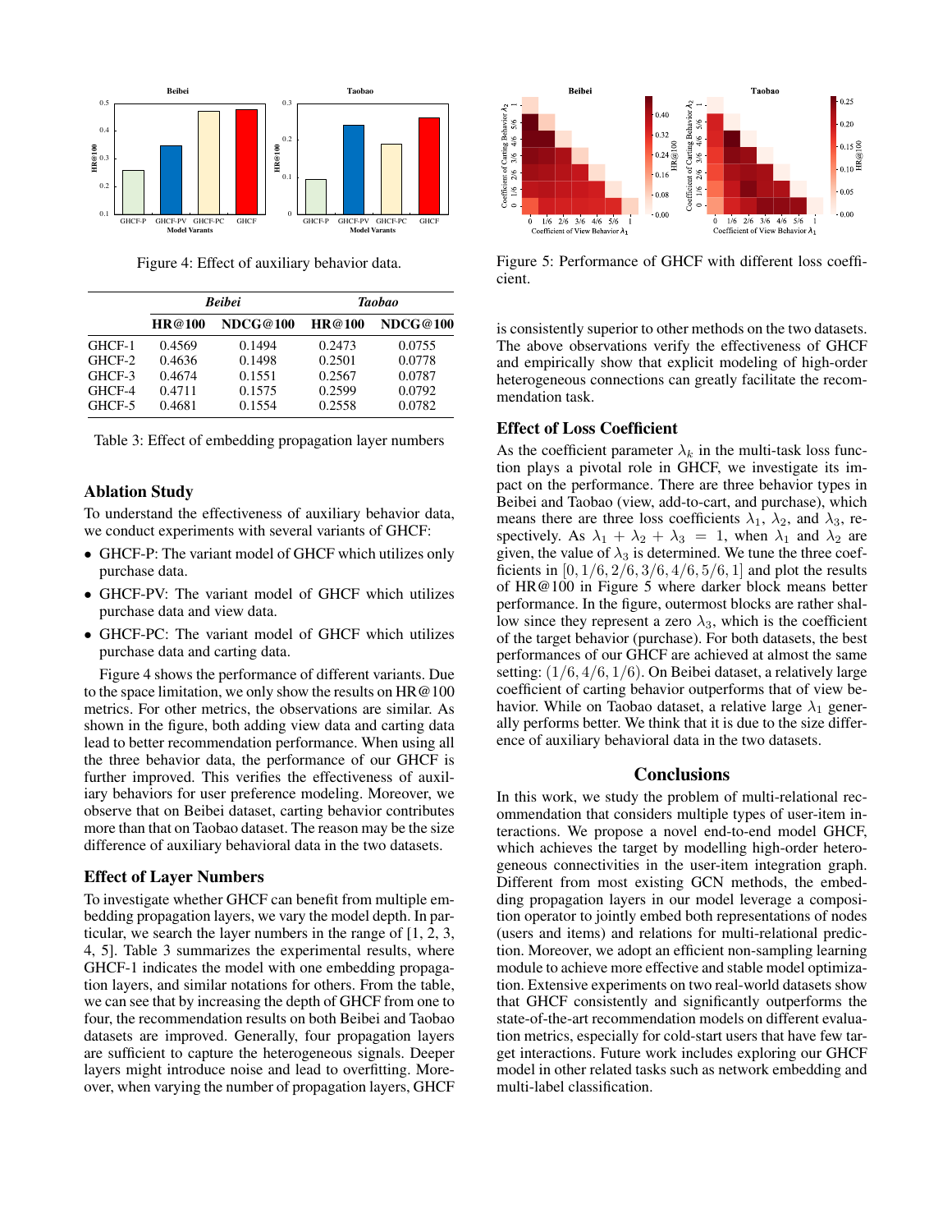Figure 4: Effect of auxiliary behavior data.

| | *Beibei* | | *Taobao* | |
|---|---|---|---|---|
| | **HR@100** | **NDCG@100** | **HR@100** | **NDCG@100** |
| GHCF-1 | 0.4569 | 0.1494 | 0.2473 | 0.0755 |
| GHCF-2 | 0.4636 | 0.1498 | 0.2501 | 0.0778 |
| GHCF-3 | 0.4674 | 0.1551 | 0.2567 | 0.0787 |
| GHCF-4 | 0.4711 | 0.1575 | 0.2599 | 0.0792 |
| GHCF-5 | 0.4681 | 0.1554 | 0.2558 | 0.0782 |

Table 3: Effect of embedding propagation layer numbers

### Ablation Study

To understand the effectiveness of auxiliary behavior data, we conduct experiments with several variants of GHCF:

- GHCF-P: The variant model of GHCF which utilizes only purchase data.
- GHCF-PV: The variant model of GHCF which utilizes purchase data and view data.
- GHCF-PC: The variant model of GHCF which utilizes purchase data and carting data.

Figure 4 shows the performance of different variants. Due to the space limitation, we only show the results on HR@100 metrics. For other metrics, the observations are similar. As shown in the figure, both adding view data and carting data lead to better recommendation performance. When using all the three behavior data, the performance of our GHCF is further improved. This verifies the effectiveness of auxiliary behaviors for user preference modeling. Moreover, we observe that on Beibei dataset, carting behavior contributes more than that on Taobao dataset. The reason may be the size difference of auxiliary behavioral data in the two datasets.

### Effect of Layer Numbers

To investigate whether GHCF can benefit from multiple embedding propagation layers, we vary the model depth. In particular, we search the layer numbers in the range of [1, 2, 3, 4, 5]. Table 3 summarizes the experimental results, where GHCF-1 indicates the model with one embedding propagation layers, and similar notations for others. From the table, we can see that by increasing the depth of GHCF from one to four, the recommendation results on both Beibei and Taobao datasets are improved. Generally, four propagation layers are sufficient to capture the heterogeneous signals. Deeper layers might introduce noise and lead to overfitting. Moreover, when varying the number of propagation layers, GHCF is consistently superior to other methods on the two datasets. The above observations verify the effectiveness of GHCF and empirically show that explicit modeling of high-order heterogeneous connections can greatly facilitate the recommendation task.

Figure 5: Performance of GHCF with different loss coefficient.

### Effect of Loss Coefficient

As the coefficient parameter $\lambda_k$ in the multi-task loss function plays a pivotal role in GHCF, we investigate its impact on the performance. There are three behavior types in Beibei and Taobao (view, add-to-cart, and purchase), which means there are three loss coefficients $\lambda_1$, $\lambda_2$, and $\lambda_3$, respectively. As $\lambda_1 + \lambda_2 + \lambda_3 = 1$, when $\lambda_1$ and $\lambda_2$ are given, the value of $\lambda_3$ is determined. We tune the three coefficients in $[0, 1/6, 2/6, 3/6, 4/6, 5/6, 1]$ and plot the results of HR@100 in Figure 5 where darker block means better performance. In the figure, outermost blocks are rather shallow since they represent a zero $\lambda_3$, which is the coefficient of the target behavior (purchase). For both datasets, the best performances of our GHCF are achieved at almost the same setting: $(1/6, 4/6, 1/6)$. On Beibei dataset, a relatively large coefficient of carting behavior outperforms that of view behavior. While on Taobao dataset, a relative large $\lambda_1$ generally performs better. We think that it is due to the size difference of auxiliary behavioral data in the two datasets.

## Conclusions

In this work, we study the problem of multi-relational recommendation that considers multiple types of user-item interactions. We propose a novel end-to-end model GHCF, which achieves the target by modelling high-order heterogeneous connectivities in the user-item integration graph. Different from most existing GCN methods, the embedding propagation layers in our model leverage a composition operator to jointly embed both representations of nodes (users and items) and relations for multi-relational prediction. Moreover, we adopt an efficient non-sampling learning module to achieve more effective and stable model optimization. Extensive experiments on two real-world datasets show that GHCF consistently and significantly outperforms the state-of-the-art recommendation models on different evaluation metrics, especially for cold-start users that have few target interactions. Future work includes exploring our GHCF model in other related tasks such as network embedding and multi-label classification.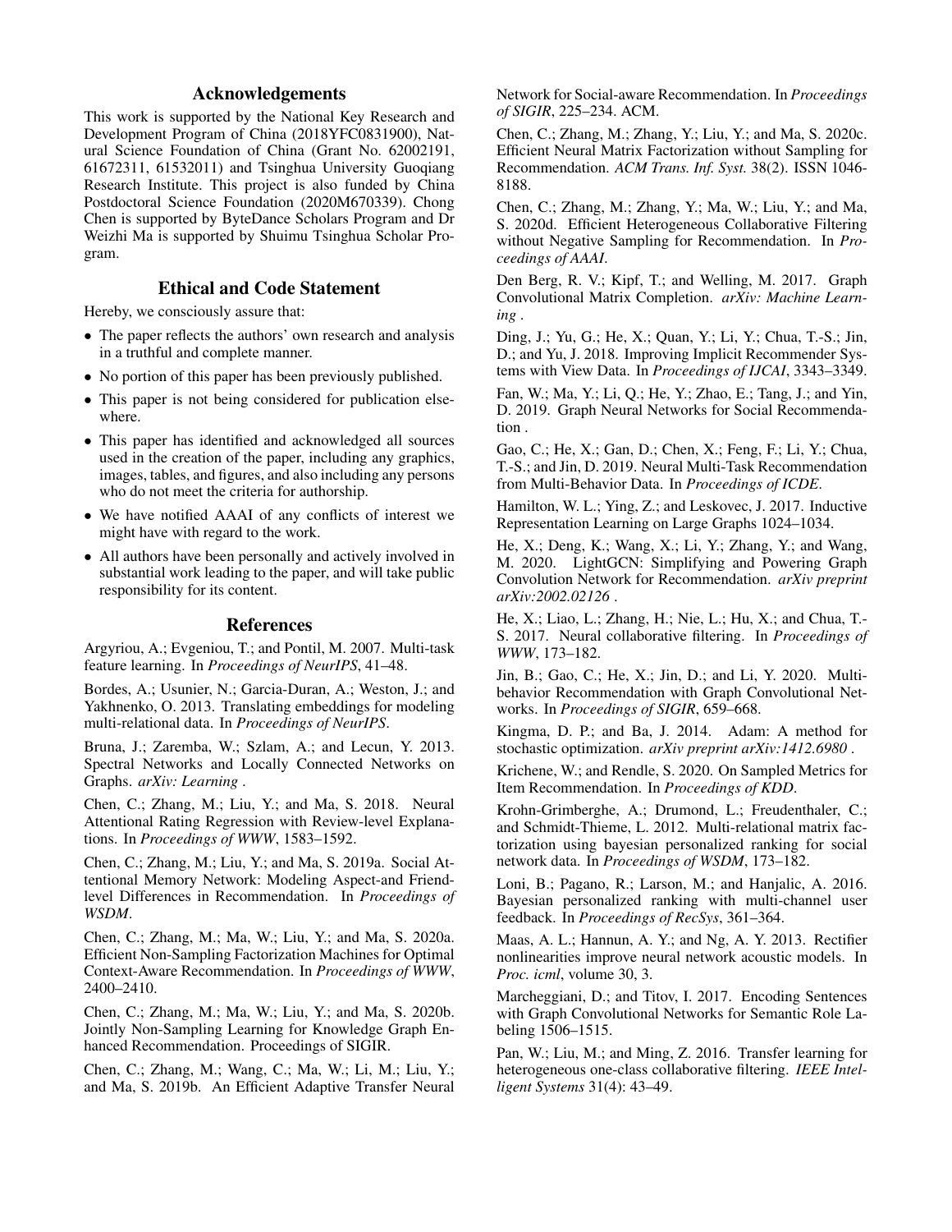## Acknowledgements

This work is supported by the National Key Research and Development Program of China (2018YFC0831900), Natural Science Foundation of China (Grant No. 62002191, 61672311, 61532011) and Tsinghua University Guoqiang Research Institute. This project is also funded by China Postdoctoral Science Foundation (2020M670339). Chong Chen is supported by ByteDance Scholars Program and Dr Weizhi Ma is supported by Shuimu Tsinghua Scholar Program.

## Ethical and Code Statement

Hereby, we consciously assure that:

- The paper reflects the authors' own research and analysis in a truthful and complete manner.
- No portion of this paper has been previously published.
- This paper is not being considered for publication elsewhere.
- This paper has identified and acknowledged all sources used in the creation of the paper, including any graphics, images, tables, and figures, and also including any persons who do not meet the criteria for authorship.
- We have notified AAAI of any conflicts of interest we might have with regard to the work.
- All authors have been personally and actively involved in substantial work leading to the paper, and will take public responsibility for its content.

## References

Argyriou, A.; Evgeniou, T.; and Pontil, M. 2007. Multi-task feature learning. In *Proceedings of NeurIPS*, 41–48.

Bordes, A.; Usunier, N.; Garcia-Duran, A.; Weston, J.; and Yakhnenko, O. 2013. Translating embeddings for modeling multi-relational data. In *Proceedings of NeurIPS*.

Bruna, J.; Zaremba, W.; Szlam, A.; and Lecun, Y. 2013. Spectral Networks and Locally Connected Networks on Graphs. *arXiv: Learning* .

Chen, C.; Zhang, M.; Liu, Y.; and Ma, S. 2018. Neural Attentional Rating Regression with Review-level Explanations. In *Proceedings of WWW*, 1583–1592.

Chen, C.; Zhang, M.; Liu, Y.; and Ma, S. 2019a. Social Attentional Memory Network: Modeling Aspect-and Friend-level Differences in Recommendation. In *Proceedings of WSDM*.

Chen, C.; Zhang, M.; Ma, W.; Liu, Y.; and Ma, S. 2020a. Efficient Non-Sampling Factorization Machines for Optimal Context-Aware Recommendation. In *Proceedings of WWW*, 2400–2410.

Chen, C.; Zhang, M.; Ma, W.; Liu, Y.; and Ma, S. 2020b. Jointly Non-Sampling Learning for Knowledge Graph Enhanced Recommendation. Proceedings of SIGIR.

Chen, C.; Zhang, M.; Wang, C.; Ma, W.; Li, M.; Liu, Y.; and Ma, S. 2019b. An Efficient Adaptive Transfer Neural Network for Social-aware Recommendation. In *Proceedings of SIGIR*, 225–234. ACM.

Chen, C.; Zhang, M.; Zhang, Y.; Liu, Y.; and Ma, S. 2020c. Efficient Neural Matrix Factorization without Sampling for Recommendation. *ACM Trans. Inf. Syst.* 38(2). ISSN 1046-8188.

Chen, C.; Zhang, M.; Zhang, Y.; Ma, W.; Liu, Y.; and Ma, S. 2020d. Efficient Heterogeneous Collaborative Filtering without Negative Sampling for Recommendation. In *Proceedings of AAAI*.

Den Berg, R. V.; Kipf, T.; and Welling, M. 2017. Graph Convolutional Matrix Completion. *arXiv: Machine Learning* .

Ding, J.; Yu, G.; He, X.; Quan, Y.; Li, Y.; Chua, T.-S.; Jin, D.; and Yu, J. 2018. Improving Implicit Recommender Systems with View Data. In *Proceedings of IJCAI*, 3343–3349.

Fan, W.; Ma, Y.; Li, Q.; He, Y.; Zhao, E.; Tang, J.; and Yin, D. 2019. Graph Neural Networks for Social Recommendation .

Gao, C.; He, X.; Gan, D.; Chen, X.; Feng, F.; Li, Y.; Chua, T.-S.; and Jin, D. 2019. Neural Multi-Task Recommendation from Multi-Behavior Data. In *Proceedings of ICDE*.

Hamilton, W. L.; Ying, Z.; and Leskovec, J. 2017. Inductive Representation Learning on Large Graphs 1024–1034.

He, X.; Deng, K.; Wang, X.; Li, Y.; Zhang, Y.; and Wang, M. 2020. LightGCN: Simplifying and Powering Graph Convolution Network for Recommendation. *arXiv preprint arXiv:2002.02126* .

He, X.; Liao, L.; Zhang, H.; Nie, L.; Hu, X.; and Chua, T.-S. 2017. Neural collaborative filtering. In *Proceedings of WWW*, 173–182.

Jin, B.; Gao, C.; He, X.; Jin, D.; and Li, Y. 2020. Multi-behavior Recommendation with Graph Convolutional Networks. In *Proceedings of SIGIR*, 659–668.

Kingma, D. P.; and Ba, J. 2014. Adam: A method for stochastic optimization. *arXiv preprint arXiv:1412.6980* .

Krichene, W.; and Rendle, S. 2020. On Sampled Metrics for Item Recommendation. In *Proceedings of KDD*.

Krohn-Grimberghe, A.; Drumond, L.; Freudenthaler, C.; and Schmidt-Thieme, L. 2012. Multi-relational matrix factorization using bayesian personalized ranking for social network data. In *Proceedings of WSDM*, 173–182.

Loni, B.; Pagano, R.; Larson, M.; and Hanjalic, A. 2016. Bayesian personalized ranking with multi-channel user feedback. In *Proceedings of RecSys*, 361–364.

Maas, A. L.; Hannun, A. Y.; and Ng, A. Y. 2013. Rectifier nonlinearities improve neural network acoustic models. In *Proc. icml*, volume 30, 3.

Marcheggiani, D.; and Titov, I. 2017. Encoding Sentences with Graph Convolutional Networks for Semantic Role Labeling 1506–1515.

Pan, W.; Liu, M.; and Ming, Z. 2016. Transfer learning for heterogeneous one-class collaborative filtering. *IEEE Intelligent Systems* 31(4): 43–49.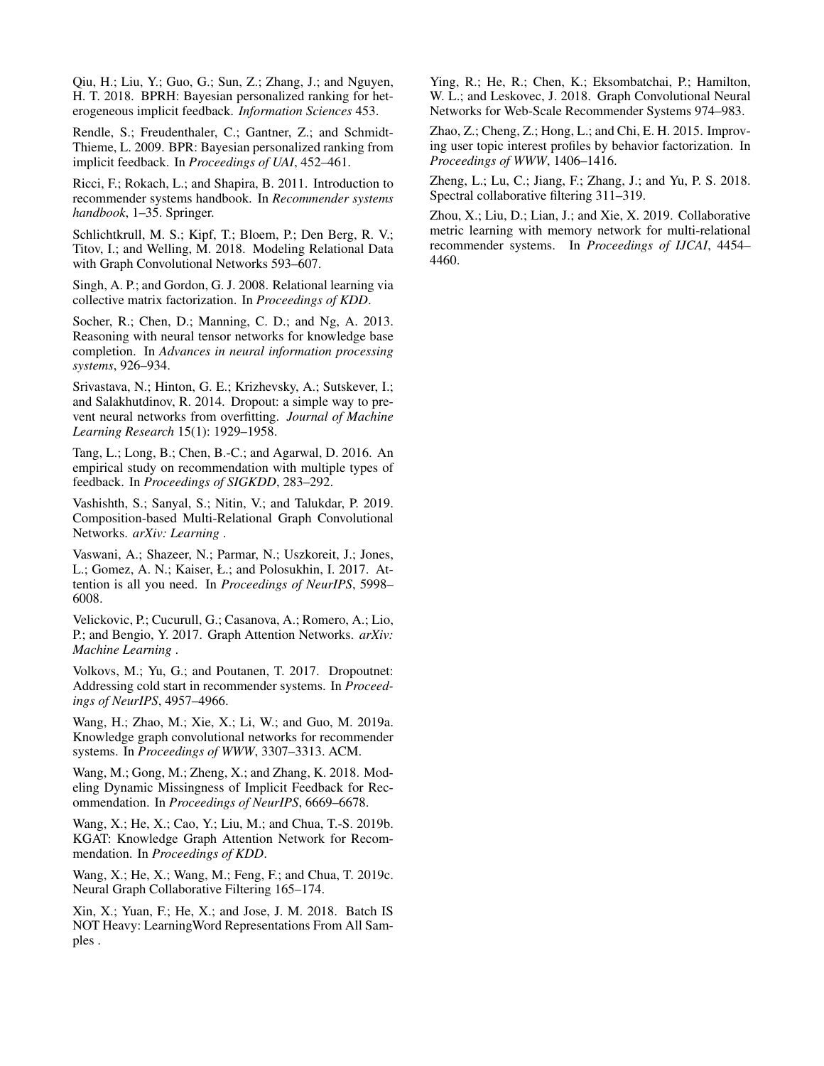Qiu, H.; Liu, Y.; Guo, G.; Sun, Z.; Zhang, J.; and Nguyen, H. T. 2018. BPRH: Bayesian personalized ranking for heterogeneous implicit feedback. *Information Sciences* 453.

Rendle, S.; Freudenthaler, C.; Gantner, Z.; and Schmidt-Thieme, L. 2009. BPR: Bayesian personalized ranking from implicit feedback. In *Proceedings of UAI*, 452–461.

Ricci, F.; Rokach, L.; and Shapira, B. 2011. Introduction to recommender systems handbook. In *Recommender systems handbook*, 1–35. Springer.

Schlichtkrull, M. S.; Kipf, T.; Bloem, P.; Den Berg, R. V.; Titov, I.; and Welling, M. 2018. Modeling Relational Data with Graph Convolutional Networks 593–607.

Singh, A. P.; and Gordon, G. J. 2008. Relational learning via collective matrix factorization. In *Proceedings of KDD*.

Socher, R.; Chen, D.; Manning, C. D.; and Ng, A. 2013. Reasoning with neural tensor networks for knowledge base completion. In *Advances in neural information processing systems*, 926–934.

Srivastava, N.; Hinton, G. E.; Krizhevsky, A.; Sutskever, I.; and Salakhutdinov, R. 2014. Dropout: a simple way to prevent neural networks from overfitting. *Journal of Machine Learning Research* 15(1): 1929–1958.

Tang, L.; Long, B.; Chen, B.-C.; and Agarwal, D. 2016. An empirical study on recommendation with multiple types of feedback. In *Proceedings of SIGKDD*, 283–292.

Vashishth, S.; Sanyal, S.; Nitin, V.; and Talukdar, P. 2019. Composition-based Multi-Relational Graph Convolutional Networks. *arXiv: Learning* .

Vaswani, A.; Shazeer, N.; Parmar, N.; Uszkoreit, J.; Jones, L.; Gomez, A. N.; Kaiser, Ł.; and Polosukhin, I. 2017. Attention is all you need. In *Proceedings of NeurIPS*, 5998–6008.

Velickovic, P.; Cucurull, G.; Casanova, A.; Romero, A.; Lio, P.; and Bengio, Y. 2017. Graph Attention Networks. *arXiv: Machine Learning* .

Volkovs, M.; Yu, G.; and Poutanen, T. 2017. Dropoutnet: Addressing cold start in recommender systems. In *Proceedings of NeurIPS*, 4957–4966.

Wang, H.; Zhao, M.; Xie, X.; Li, W.; and Guo, M. 2019a. Knowledge graph convolutional networks for recommender systems. In *Proceedings of WWW*, 3307–3313. ACM.

Wang, M.; Gong, M.; Zheng, X.; and Zhang, K. 2018. Modeling Dynamic Missingness of Implicit Feedback for Recommendation. In *Proceedings of NeurIPS*, 6669–6678.

Wang, X.; He, X.; Cao, Y.; Liu, M.; and Chua, T.-S. 2019b. KGAT: Knowledge Graph Attention Network for Recommendation. In *Proceedings of KDD*.

Wang, X.; He, X.; Wang, M.; Feng, F.; and Chua, T. 2019c. Neural Graph Collaborative Filtering 165–174.

Xin, X.; Yuan, F.; He, X.; and Jose, J. M. 2018. Batch IS NOT Heavy: LearningWord Representations From All Samples .

Ying, R.; He, R.; Chen, K.; Eksombatchai, P.; Hamilton, W. L.; and Leskovec, J. 2018. Graph Convolutional Neural Networks for Web-Scale Recommender Systems 974–983.

Zhao, Z.; Cheng, Z.; Hong, L.; and Chi, E. H. 2015. Improving user topic interest profiles by behavior factorization. In *Proceedings of WWW*, 1406–1416.

Zheng, L.; Lu, C.; Jiang, F.; Zhang, J.; and Yu, P. S. 2018. Spectral collaborative filtering 311–319.

Zhou, X.; Liu, D.; Lian, J.; and Xie, X. 2019. Collaborative metric learning with memory network for multi-relational recommender systems. In *Proceedings of IJCAI*, 4454–4460.